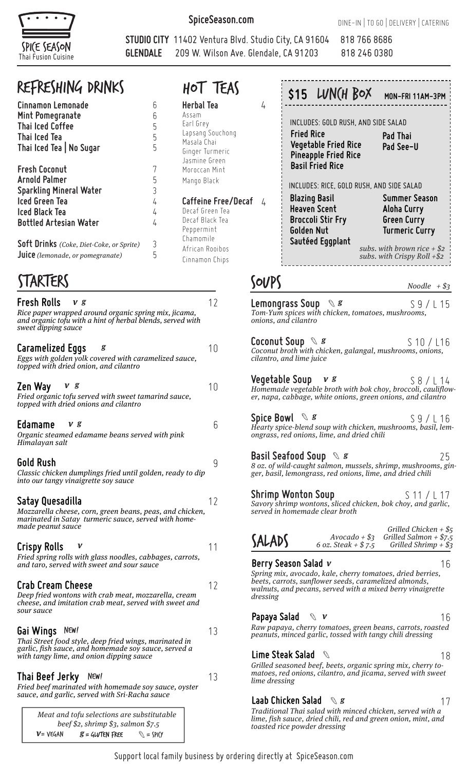# SPICE SEASON
Thai Fusion Cuisine

**SpiceSeason.com**

DINE-IN | TO GO | DELIVERY | CATERING

**STUDIO CITY** 11402 Ventura Blvd. Studio City, CA 91604 818 766 8686
**GLENDALE** 209 W. Wilson Ave. Glendale, CA 91203 818 246 0380

## REFRESHING DRINKS

| Item | Price |
|---|---|
| **Cinnamon Lemonade** | 6 |
| **Mint Pomegranate** | 6 |
| **Thai Iced Coffee** | 5 |
| **Thai Iced Tea** | 5 |
| **Thai Iced Tea \| No Sugar** | 5 |
| **Fresh Coconut** | 7 |
| **Arnold Palmer** | 5 |
| **Sparkling Mineral Water** | 3 |
| **Iced Green Tea** | 4 |
| **Iced Black Tea** | 4 |
| **Bottled Artesian Water** | 4 |
| **Soft Drinks** *(Coke, Diet-Coke, or Sprite)* | 3 |
| **Juice** *(lemonade, or pomegranate)* | 5 |

## HOT TEAS

**Herbal Tea** 4

Assam
Earl Grey
Lapsang Souchong
Masala Chai
Ginger Turmeric
Jasmine Green
Moroccan Mint
Mango Black

**Caffeine Free/Decaf** 4

Decaf Green Tea
Decaf Black Tea
Peppermint
Chamomile
African Rooibos
Cinnamon Chips

## $15 LUNCH BOX
MON-FRI 11AM-3PM

INCLUDES: GOLD RUSH, AND SIDE SALAD

**Fried Rice**
**Vegetable Fried Rice**
**Pineapple Fried Rice**
**Basil Fried Rice**
**Pad Thai**
**Pad See-U**

INCLUDES: RICE, GOLD RUSH, AND SIDE SALAD

**Blazing Basil**
**Heaven Scent**
**Broccoli Stir Fry**
**Golden Nut**
**Sautéed Eggplant**
**Summer Season**
**Aloha Curry**
**Green Curry**
**Turmeric Curry**

*subs. with brown rice + $2*
*subs. with Crispy Roll +$2*

## STARTERS

**Fresh Rolls** *v g* — 12
*Rice paper wrapped around organic spring mix, jicama, and organic tofu with a hint of herbal blends, served with sweet dipping sauce*

**Caramelized Eggs** *g* — 10
*Eggs with golden yolk covered with caramelized sauce, topped with dried onion, and cilantro*

**Zen Way** *v g* — 10
*Fried organic tofu served with sweet tamarind sauce, topped with dried onions and cilantro*

**Edamame** *v g* — 6
*Organic steamed edamame beans served with pink Himalayan salt*

**Gold Rush** — 9
*Classic chicken dumplings fried until golden, ready to dip into our tangy vinaigrette soy sauce*

**Satay Quesadilla** — 12
*Mozzarella cheese, corn, green beans, peas, and chicken, marinated in Satay turmeric sauce, served with homemade peanut sauce*

**Crispy Rolls** *v* — 11
*Fried spring rolls with glass noodles, cabbages, carrots, and taro, served with sweet and sour sauce*

**Crab Cream Cheese** — 12
*Deep fried wontons with crab meat, mozzarella, cream cheese, and imitation crab meat, served with sweet and sour sauce*

**Gai Wings** NEW! — 13
*Thai Street food style, deep fried wings, marinated in garlic, fish sauce, and homemade soy sauce, served a with tangy lime, and onion dipping sauce*

**Thai Beef Jerky** NEW! — 13
*Fried beef marinated with homemade soy sauce, oyster sauce, and garlic, served with Sri-Racha sauce*

*Meat and tofu selections are substitutable beef $2, shrimp $3, salmon $7.5*
*v* = VEGAN *g* = GLUTEN FREE (chili) = SPICY

## SOUPS

*Noodle + $3*

**Lemongrass Soup** (spicy) *g* — S 9 / L 15
*Tom-Yum spices with chicken, tomatoes, mushrooms, onions, and cilantro*

**Coconut Soup** (spicy) *g* — S 10 / L16
*Coconut broth with chicken, galangal, mushrooms, onions, cilantro, and lime juice*

**Vegetable Soup** *v g* — S 8 / L 14
*Homemade vegetable broth with bok choy, broccoli, cauliflower, napa, cabbage, white onions, green onions, and cilantro*

**Spice Bowl** (spicy) *g* — S 9 / L 16
*Hearty spice-blend soup with chicken, mushrooms, basil, lemongrass, red onions, lime, and dried chili*

**Basil Seafood Soup** (spicy) *g* — 25
*8 oz. of wild-caught salmon, mussels, shrimp, mushrooms, ginger, basil, lemongrass, red onions, lime, and dried chili*

**Shrimp Wonton Soup** — S 11 / L 17
*Savory shrimp wontons, sliced chicken, bok choy, and garlic, served in homemade clear broth*

## SALADS

*Avocado + $3*
*6 oz. Steak + $ 7.5*
*Grilled Chicken + $5*
*Grilled Salmon + $7.5*
*Grilled Shrimp + $3*

**Berry Season Salad** *v* — 16
*Spring mix, avocado, kale, cherry tomatoes, dried berries, beets, carrots, sunflower seeds, caramelized almonds, walnuts, and pecans, served with a mixed berry vinaigrette dressing*

**Papaya Salad** (spicy) *v* — 16
*Raw papaya, cherry tomatoes, green beans, carrots, roasted peanuts, minced garlic, tossed with tangy chili dressing*

**Lime Steak Salad** (spicy) — 18
*Grilled seasoned beef, beets, organic spring mix, cherry tomatoes, red onions, cilantro, and jicama, served with sweet lime dressing*

**Laab Chicken Salad** (spicy) *g* — 17
*Traditional Thai salad with minced chicken, served with a lime, fish sauce, dried chili, red and green onion, mint, and toasted rice powder dressing*

Support local family business by ordering directly at SpiceSeason.com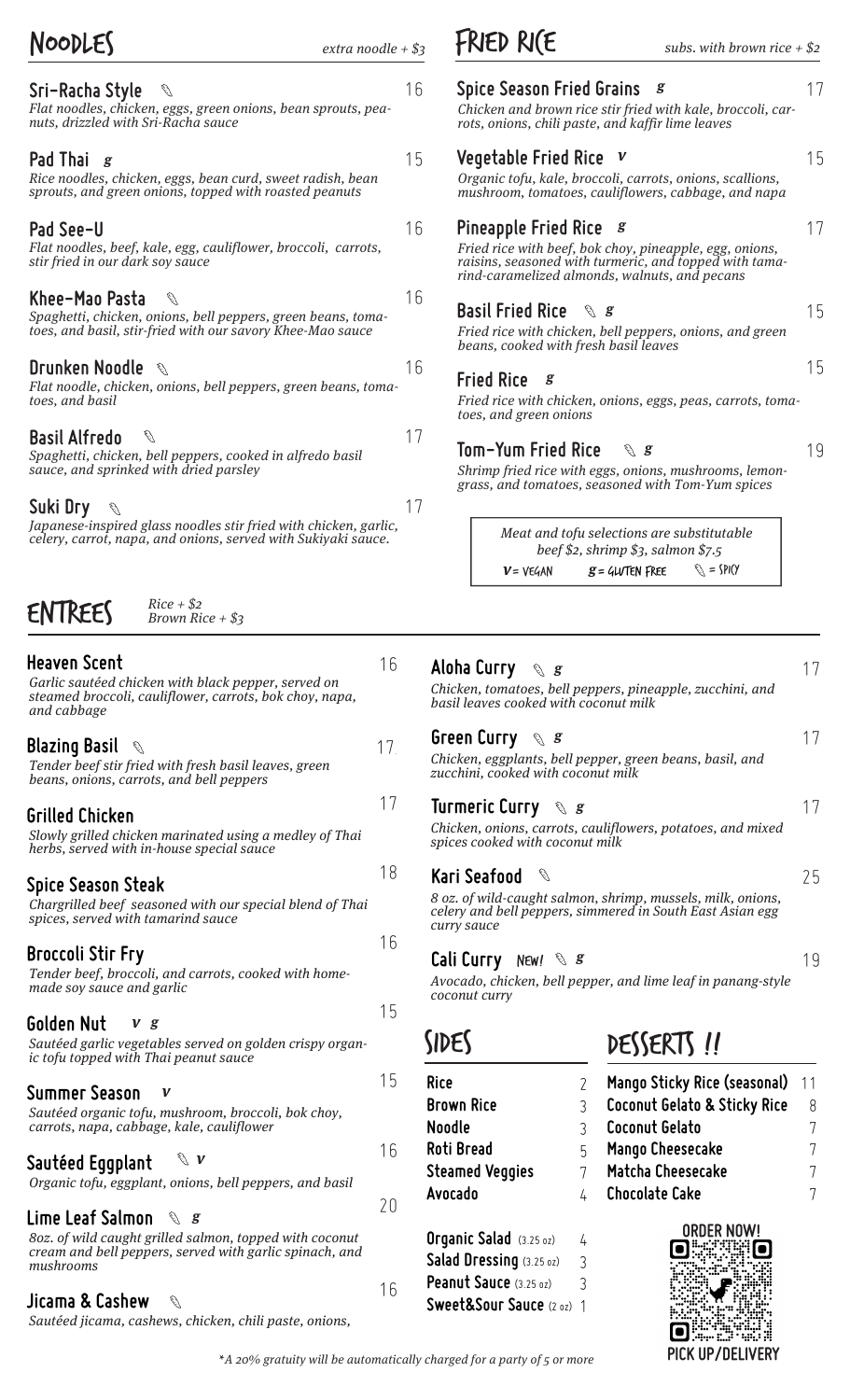## NOODLES

*extra noodle + $3*

### Sri-Racha Style 🌶 — 16
*Flat noodles, chicken, eggs, green onions, bean sprouts, peanuts, drizzled with Sri-Racha sauce*

### Pad Thai *g* — 15
*Rice noodles, chicken, eggs, bean curd, sweet radish, bean sprouts, and green onions, topped with roasted peanuts*

### Pad See-U — 16
*Flat noodles, beef, kale, egg, cauliflower, broccoli, carrots, stir fried in our dark soy sauce*

### Khee-Mao Pasta 🌶 — 16
*Spaghetti, chicken, onions, bell peppers, green beans, tomatoes, and basil, stir-fried with our savory Khee-Mao sauce*

### Drunken Noodle 🌶 — 16
*Flat noodle, chicken, onions, bell peppers, green beans, tomatoes, and basil*

### Basil Alfredo 🌶 — 17
*Spaghetti, chicken, bell peppers, cooked in alfredo basil sauce, and sprinkled with dried parsley*

### Suki Dry 🌶 — 17
*Japanese-inspired glass noodles stir fried with chicken, garlic, celery, carrot, napa, and onions, served with Sukiyaki sauce.*

## FRIED RICE

*subs. with brown rice + $2*

### Spice Season Fried Grains *g* — 17
*Chicken and brown rice stir fried with kale, broccoli, carrots, onions, chili paste, and kaffir lime leaves*

### Vegetable Fried Rice *v* — 15
*Organic tofu, kale, broccoli, carrots, onions, scallions, mushroom, tomatoes, cauliflowers, cabbage, and napa*

### Pineapple Fried Rice *g* — 17
*Fried rice with beef, bok choy, pineapple, egg, onions, raisins, seasoned with turmeric, and topped with tamarind-caramelized almonds, walnuts, and pecans*

### Basil Fried Rice 🌶 *g* — 15
*Fried rice with chicken, bell peppers, onions, and green beans, cooked with fresh basil leaves*

### Fried Rice *g* — 15
*Fried rice with chicken, onions, eggs, peas, carrots, tomatoes, and green onions*

### Tom-Yum Fried Rice 🌶 *g* — 19
*Shrimp fried rice with eggs, onions, mushrooms, lemongrass, and tomatoes, seasoned with Tom-Yum spices*

*Meat and tofu selections are substitutable*
*beef $2, shrimp $3, salmon $7.5*

*v* = VEGAN  *g* = GLUTEN FREE  🌶 = SPICY

## ENTREES

*Rice + $2*
*Brown Rice + $3*

### Heaven Scent — 16
*Garlic sautéed chicken with black pepper, served on steamed broccoli, cauliflower, carrots, bok choy, napa, and cabbage*

### Blazing Basil 🌶 — 17
*Tender beef stir fried with fresh basil leaves, green beans, onions, carrots, and bell peppers*

### Grilled Chicken — 17
*Slowly grilled chicken marinated using a medley of Thai herbs, served with in-house special sauce*

### Spice Season Steak — 18
*Chargrilled beef seasoned with our special blend of Thai spices, served with tamarind sauce*

### Broccoli Stir Fry — 16
*Tender beef, broccoli, and carrots, cooked with homemade soy sauce and garlic*

### Golden Nut *v g* — 15
*Sautéed garlic vegetables served on golden crispy organic tofu topped with Thai peanut sauce*

### Summer Season *v* — 15
*Sautéed organic tofu, mushroom, broccoli, bok choy, carrots, napa, cabbage, kale, cauliflower*

### Sautéed Eggplant 🌶 *v* — 16
*Organic tofu, eggplant, onions, bell peppers, and basil*

### Lime Leaf Salmon 🌶 *g* — 20
*8oz. of wild caught grilled salmon, topped with coconut cream and bell peppers, served with garlic spinach, and mushrooms*

### Jicama & Cashew 🌶 — 16
*Sautéed jicama, cashews, chicken, chili paste, onions,*

### Aloha Curry 🌶 *g* — 17
*Chicken, tomatoes, bell peppers, pineapple, zucchini, and basil leaves cooked with coconut milk*

### Green Curry 🌶 *g* — 17
*Chicken, eggplants, bell pepper, green beans, basil, and zucchini, cooked with coconut milk*

### Turmeric Curry 🌶 *g* — 17
*Chicken, onions, carrots, cauliflowers, potatoes, and mixed spices cooked with coconut milk*

### Kari Seafood 🌶 — 25
*8 oz. of wild-caught salmon, shrimp, mussels, milk, onions, celery and bell peppers, simmered in South East Asian egg curry sauce*

### Cali Curry NEW! 🌶 *g* — 19
*Avocado, chicken, bell pepper, and lime leaf in panang-style coconut curry*

## SIDES

| | |
|---|---|
| Rice | 2 |
| Brown Rice | 3 |
| Noodle | 3 |
| Roti Bread | 5 |
| Steamed Veggies | 7 |
| Avocado | 4 |
| Organic Salad (3.25 oz) | 4 |
| Salad Dressing (3.25 oz) | 3 |
| Peanut Sauce (3.25 oz) | 3 |
| Sweet&Sour Sauce (2 oz) | 1 |

## DESSERTS !!

| | |
|---|---|
| Mango Sticky Rice (seasonal) | 11 |
| Coconut Gelato & Sticky Rice | 8 |
| Coconut Gelato | 7 |
| Mango Cheesecake | 7 |
| Matcha Cheesecake | 7 |
| Chocolate Cake | 7 |

ORDER NOW!

PICK UP/DELIVERY

*\*A 20% gratuity will be automatically charged for a party of 5 or more*